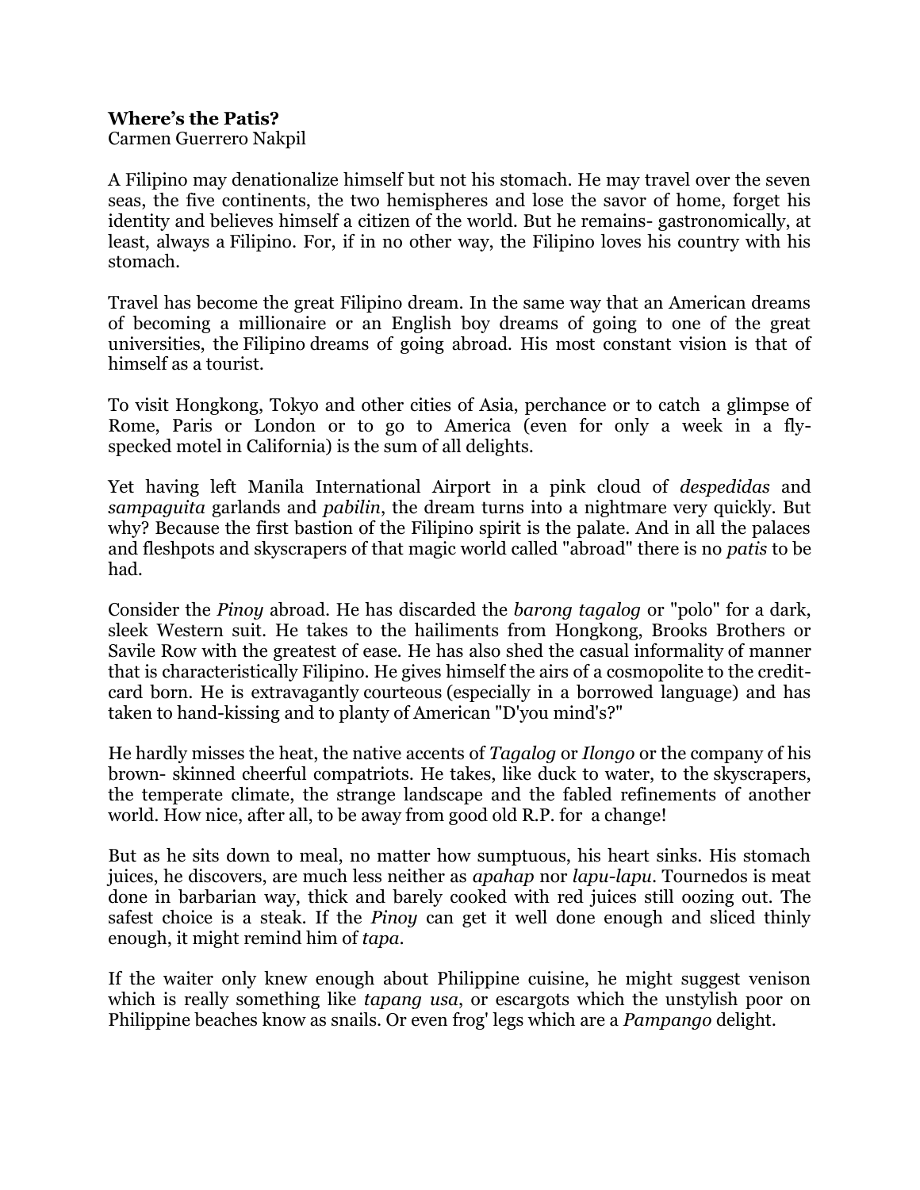**Where's the Patis?**
Carmen Guerrero Nakpil

A Filipino may denationalize himself but not his stomach. He may travel over the seven seas, the five continents, the two hemispheres and lose the savor of home, forget his identity and believes himself a citizen of the world. But he remains- gastronomically, at least, always a Filipino. For, if in no other way, the Filipino loves his country with his stomach.

Travel has become the great Filipino dream. In the same way that an American dreams of becoming a millionaire or an English boy dreams of going to one of the great universities, the Filipino dreams of going abroad. His most constant vision is that of himself as a tourist.

To visit Hongkong, Tokyo and other cities of Asia, perchance or to catch a glimpse of Rome, Paris or London or to go to America (even for only a week in a fly-specked motel in California) is the sum of all delights.

Yet having left Manila International Airport in a pink cloud of *despedidas* and *sampaguita* garlands and *pabilin*, the dream turns into a nightmare very quickly. But why? Because the first bastion of the Filipino spirit is the palate. And in all the palaces and fleshpots and skyscrapers of that magic world called "abroad" there is no *patis* to be had.

Consider the *Pinoy* abroad. He has discarded the *barong tagalog* or "polo" for a dark, sleek Western suit. He takes to the hailiments from Hongkong, Brooks Brothers or Savile Row with the greatest of ease. He has also shed the casual informality of manner that is characteristically Filipino. He gives himself the airs of a cosmopolite to the credit-card born. He is extravagantly courteous (especially in a borrowed language) and has taken to hand-kissing and to planty of American "D'you mind's?"

He hardly misses the heat, the native accents of *Tagalog* or *Ilongo* or the company of his brown- skinned cheerful compatriots. He takes, like duck to water, to the skyscrapers, the temperate climate, the strange landscape and the fabled refinements of another world. How nice, after all, to be away from good old R.P. for a change!

But as he sits down to meal, no matter how sumptuous, his heart sinks. His stomach juices, he discovers, are much less neither as *apahap* nor *lapu-lapu*. Tournedos is meat done in barbarian way, thick and barely cooked with red juices still oozing out. The safest choice is a steak. If the *Pinoy* can get it well done enough and sliced thinly enough, it might remind him of *tapa*.

If the waiter only knew enough about Philippine cuisine, he might suggest venison which is really something like *tapang usa*, or escargots which the unstylish poor on Philippine beaches know as snails. Or even frog' legs which are a *Pampango* delight.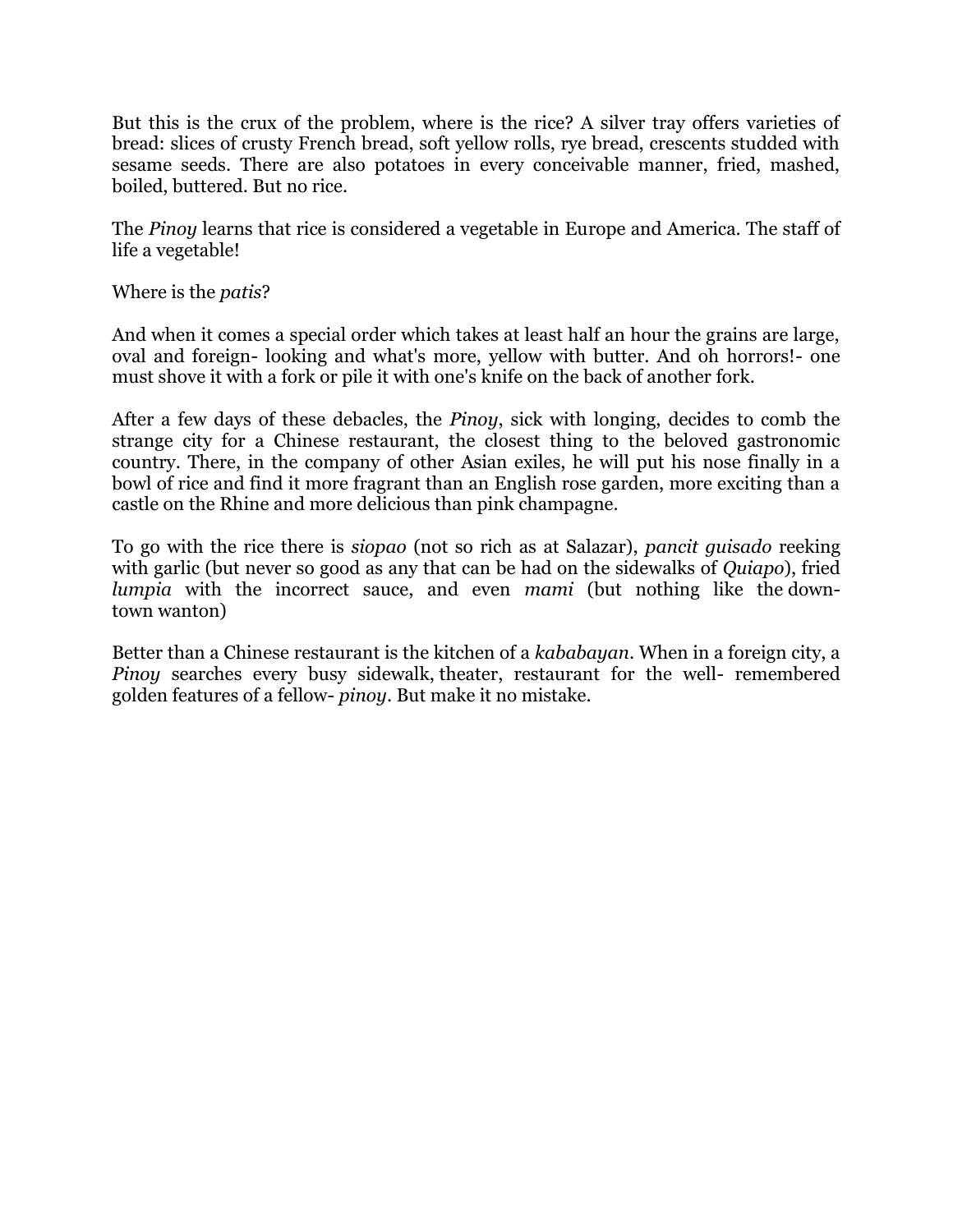But this is the crux of the problem, where is the rice? A silver tray offers varieties of bread: slices of crusty French bread, soft yellow rolls, rye bread, crescents studded with sesame seeds. There are also potatoes in every conceivable manner, fried, mashed, boiled, buttered. But no rice.

The *Pinoy* learns that rice is considered a vegetable in Europe and America. The staff of life a vegetable!

Where is the *patis*?

And when it comes a special order which takes at least half an hour the grains are large, oval and foreign- looking and what's more, yellow with butter. And oh horrors!- one must shove it with a fork or pile it with one's knife on the back of another fork.

After a few days of these debacles, the *Pinoy*, sick with longing, decides to comb the strange city for a Chinese restaurant, the closest thing to the beloved gastronomic country. There, in the company of other Asian exiles, he will put his nose finally in a bowl of rice and find it more fragrant than an English rose garden, more exciting than a castle on the Rhine and more delicious than pink champagne.

To go with the rice there is *siopao* (not so rich as at Salazar), *pancit guisado* reeking with garlic (but never so good as any that can be had on the sidewalks of *Quiapo*), fried *lumpia* with the incorrect sauce, and even *mami* (but nothing like the down-town wanton)

Better than a Chinese restaurant is the kitchen of a *kababayan*. When in a foreign city, a *Pinoy* searches every busy sidewalk, theater, restaurant for the well- remembered golden features of a fellow- *pinoy*. But make it no mistake.